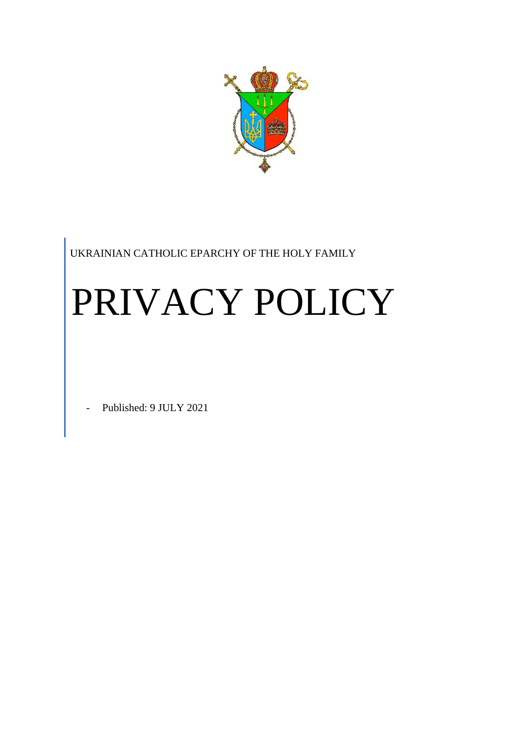UKRAINIAN CATHOLIC EPARCHY OF THE HOLY FAMILY

# PRIVACY POLICY

- Published: 9 JULY 2021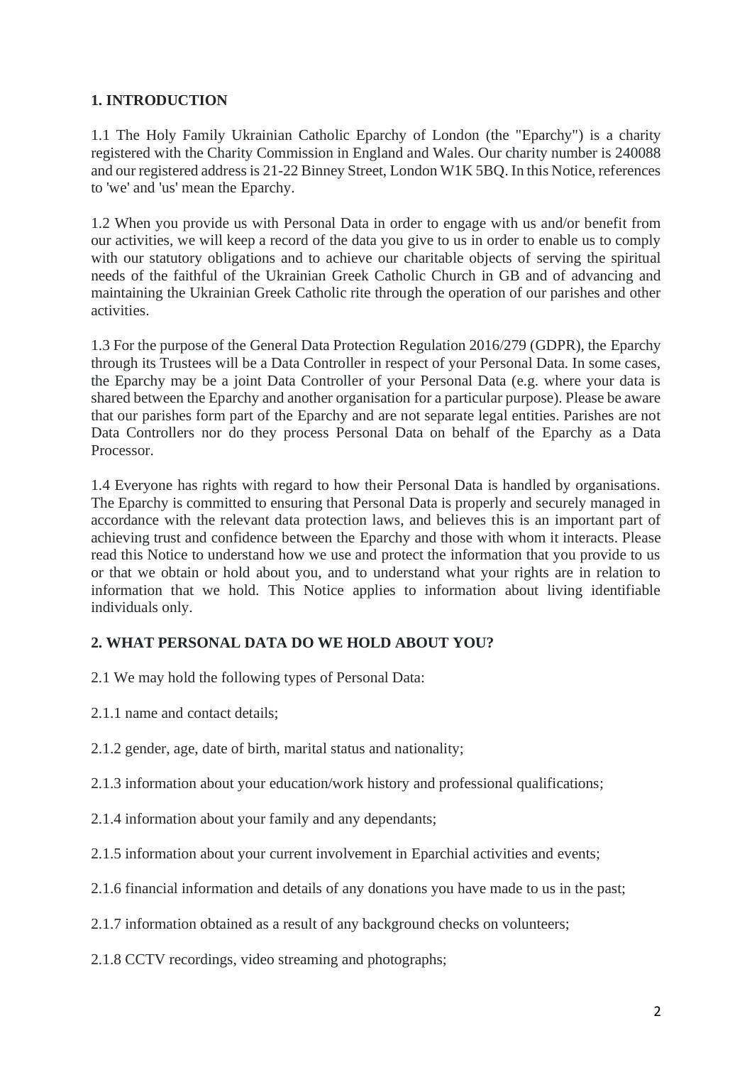## 1. INTRODUCTION

1.1 The Holy Family Ukrainian Catholic Eparchy of London (the "Eparchy") is a charity registered with the Charity Commission in England and Wales. Our charity number is 240088 and our registered address is 21-22 Binney Street, London W1K 5BQ. In this Notice, references to 'we' and 'us' mean the Eparchy.

1.2 When you provide us with Personal Data in order to engage with us and/or benefit from our activities, we will keep a record of the data you give to us in order to enable us to comply with our statutory obligations and to achieve our charitable objects of serving the spiritual needs of the faithful of the Ukrainian Greek Catholic Church in GB and of advancing and maintaining the Ukrainian Greek Catholic rite through the operation of our parishes and other activities.

1.3 For the purpose of the General Data Protection Regulation 2016/279 (GDPR), the Eparchy through its Trustees will be a Data Controller in respect of your Personal Data. In some cases, the Eparchy may be a joint Data Controller of your Personal Data (e.g. where your data is shared between the Eparchy and another organisation for a particular purpose). Please be aware that our parishes form part of the Eparchy and are not separate legal entities. Parishes are not Data Controllers nor do they process Personal Data on behalf of the Eparchy as a Data Processor.

1.4 Everyone has rights with regard to how their Personal Data is handled by organisations. The Eparchy is committed to ensuring that Personal Data is properly and securely managed in accordance with the relevant data protection laws, and believes this is an important part of achieving trust and confidence between the Eparchy and those with whom it interacts. Please read this Notice to understand how we use and protect the information that you provide to us or that we obtain or hold about you, and to understand what your rights are in relation to information that we hold. This Notice applies to information about living identifiable individuals only.

## 2. WHAT PERSONAL DATA DO WE HOLD ABOUT YOU?

2.1 We may hold the following types of Personal Data:

2.1.1 name and contact details;

2.1.2 gender, age, date of birth, marital status and nationality;

2.1.3 information about your education/work history and professional qualifications;

2.1.4 information about your family and any dependants;

2.1.5 information about your current involvement in Eparchial activities and events;

2.1.6 financial information and details of any donations you have made to us in the past;

2.1.7 information obtained as a result of any background checks on volunteers;

2.1.8 CCTV recordings, video streaming and photographs;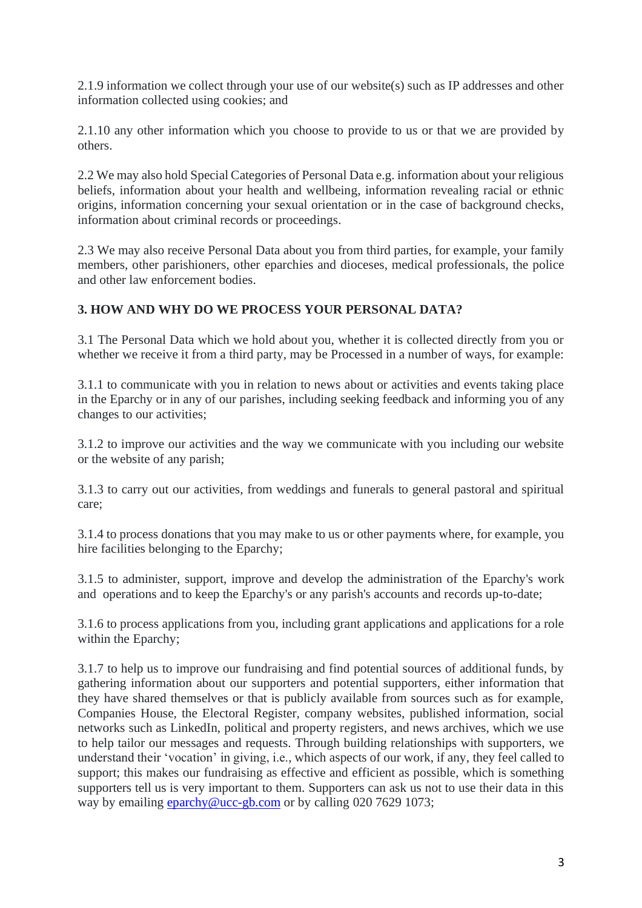2.1.9 information we collect through your use of our website(s) such as IP addresses and other information collected using cookies; and

2.1.10 any other information which you choose to provide to us or that we are provided by others.

2.2 We may also hold Special Categories of Personal Data e.g. information about your religious beliefs, information about your health and wellbeing, information revealing racial or ethnic origins, information concerning your sexual orientation or in the case of background checks, information about criminal records or proceedings.

2.3 We may also receive Personal Data about you from third parties, for example, your family members, other parishioners, other eparchies and dioceses, medical professionals, the police and other law enforcement bodies.

### 3. HOW AND WHY DO WE PROCESS YOUR PERSONAL DATA?

3.1 The Personal Data which we hold about you, whether it is collected directly from you or whether we receive it from a third party, may be Processed in a number of ways, for example:

3.1.1 to communicate with you in relation to news about or activities and events taking place in the Eparchy or in any of our parishes, including seeking feedback and informing you of any changes to our activities;

3.1.2 to improve our activities and the way we communicate with you including our website or the website of any parish;

3.1.3 to carry out our activities, from weddings and funerals to general pastoral and spiritual care;

3.1.4 to process donations that you may make to us or other payments where, for example, you hire facilities belonging to the Eparchy;

3.1.5 to administer, support, improve and develop the administration of the Eparchy's work and operations and to keep the Eparchy's or any parish's accounts and records up-to-date;

3.1.6 to process applications from you, including grant applications and applications for a role within the Eparchy;

3.1.7 to help us to improve our fundraising and find potential sources of additional funds, by gathering information about our supporters and potential supporters, either information that they have shared themselves or that is publicly available from sources such as for example, Companies House, the Electoral Register, company websites, published information, social networks such as LinkedIn, political and property registers, and news archives, which we use to help tailor our messages and requests. Through building relationships with supporters, we understand their 'vocation' in giving, i.e., which aspects of our work, if any, they feel called to support; this makes our fundraising as effective and efficient as possible, which is something supporters tell us is very important to them. Supporters can ask us not to use their data in this way by emailing [eparchy@ucc-gb.com](mailto:eparchy@ucc-gb.com) or by calling 020 7629 1073;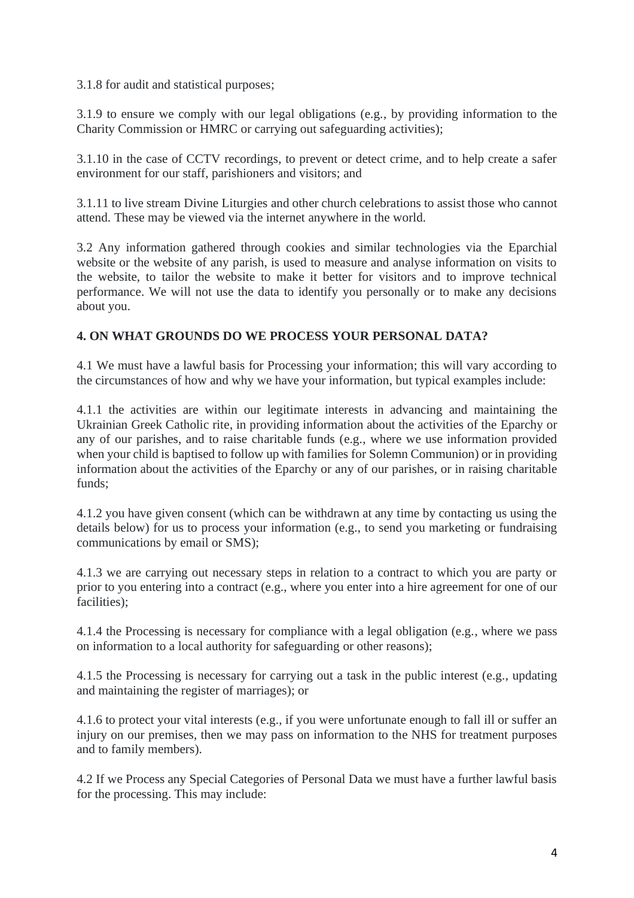3.1.8 for audit and statistical purposes;

3.1.9 to ensure we comply with our legal obligations (e.g., by providing information to the Charity Commission or HMRC or carrying out safeguarding activities);

3.1.10 in the case of CCTV recordings, to prevent or detect crime, and to help create a safer environment for our staff, parishioners and visitors; and

3.1.11 to live stream Divine Liturgies and other church celebrations to assist those who cannot attend. These may be viewed via the internet anywhere in the world.

3.2 Any information gathered through cookies and similar technologies via the Eparchial website or the website of any parish, is used to measure and analyse information on visits to the website, to tailor the website to make it better for visitors and to improve technical performance. We will not use the data to identify you personally or to make any decisions about you.

## 4. ON WHAT GROUNDS DO WE PROCESS YOUR PERSONAL DATA?

4.1 We must have a lawful basis for Processing your information; this will vary according to the circumstances of how and why we have your information, but typical examples include:

4.1.1 the activities are within our legitimate interests in advancing and maintaining the Ukrainian Greek Catholic rite, in providing information about the activities of the Eparchy or any of our parishes, and to raise charitable funds (e.g., where we use information provided when your child is baptised to follow up with families for Solemn Communion) or in providing information about the activities of the Eparchy or any of our parishes, or in raising charitable funds;

4.1.2 you have given consent (which can be withdrawn at any time by contacting us using the details below) for us to process your information (e.g., to send you marketing or fundraising communications by email or SMS);

4.1.3 we are carrying out necessary steps in relation to a contract to which you are party or prior to you entering into a contract (e.g., where you enter into a hire agreement for one of our facilities);

4.1.4 the Processing is necessary for compliance with a legal obligation (e.g., where we pass on information to a local authority for safeguarding or other reasons);

4.1.5 the Processing is necessary for carrying out a task in the public interest (e.g., updating and maintaining the register of marriages); or

4.1.6 to protect your vital interests (e.g., if you were unfortunate enough to fall ill or suffer an injury on our premises, then we may pass on information to the NHS for treatment purposes and to family members).

4.2 If we Process any Special Categories of Personal Data we must have a further lawful basis for the processing. This may include: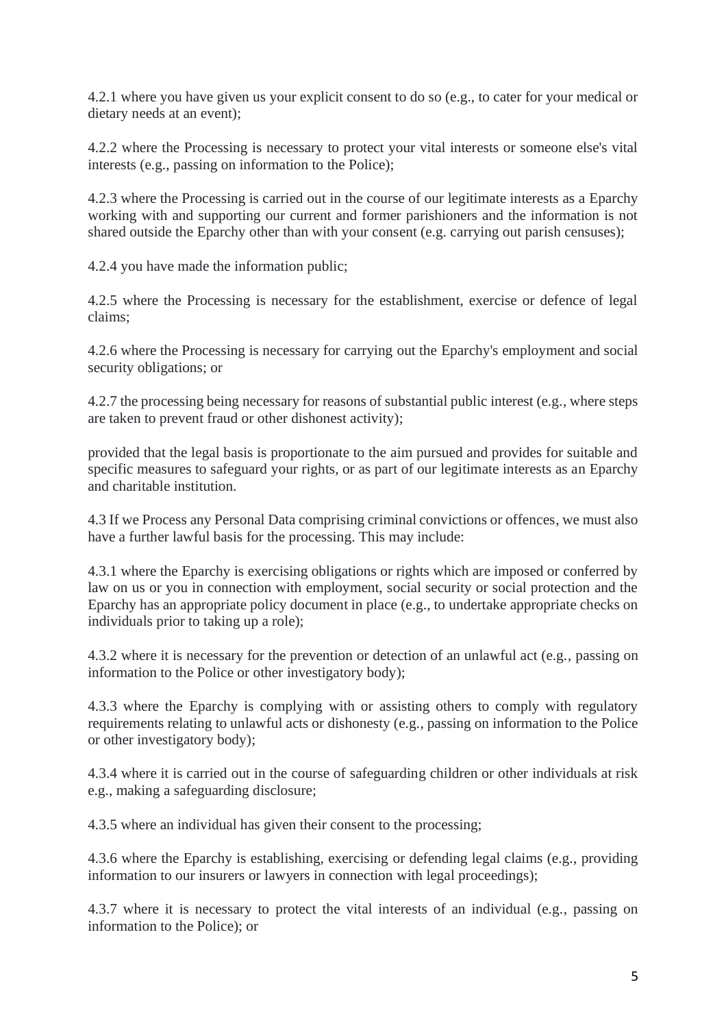4.2.1 where you have given us your explicit consent to do so (e.g., to cater for your medical or dietary needs at an event);

4.2.2 where the Processing is necessary to protect your vital interests or someone else's vital interests (e.g., passing on information to the Police);

4.2.3 where the Processing is carried out in the course of our legitimate interests as a Eparchy working with and supporting our current and former parishioners and the information is not shared outside the Eparchy other than with your consent (e.g. carrying out parish censuses);

4.2.4 you have made the information public;

4.2.5 where the Processing is necessary for the establishment, exercise or defence of legal claims;

4.2.6 where the Processing is necessary for carrying out the Eparchy's employment and social security obligations; or

4.2.7 the processing being necessary for reasons of substantial public interest (e.g., where steps are taken to prevent fraud or other dishonest activity);

provided that the legal basis is proportionate to the aim pursued and provides for suitable and specific measures to safeguard your rights, or as part of our legitimate interests as an Eparchy and charitable institution.

4.3 If we Process any Personal Data comprising criminal convictions or offences, we must also have a further lawful basis for the processing. This may include:

4.3.1 where the Eparchy is exercising obligations or rights which are imposed or conferred by law on us or you in connection with employment, social security or social protection and the Eparchy has an appropriate policy document in place (e.g., to undertake appropriate checks on individuals prior to taking up a role);

4.3.2 where it is necessary for the prevention or detection of an unlawful act (e.g., passing on information to the Police or other investigatory body);

4.3.3 where the Eparchy is complying with or assisting others to comply with regulatory requirements relating to unlawful acts or dishonesty (e.g., passing on information to the Police or other investigatory body);

4.3.4 where it is carried out in the course of safeguarding children or other individuals at risk e.g., making a safeguarding disclosure;

4.3.5 where an individual has given their consent to the processing;

4.3.6 where the Eparchy is establishing, exercising or defending legal claims (e.g., providing information to our insurers or lawyers in connection with legal proceedings);

4.3.7 where it is necessary to protect the vital interests of an individual (e.g., passing on information to the Police); or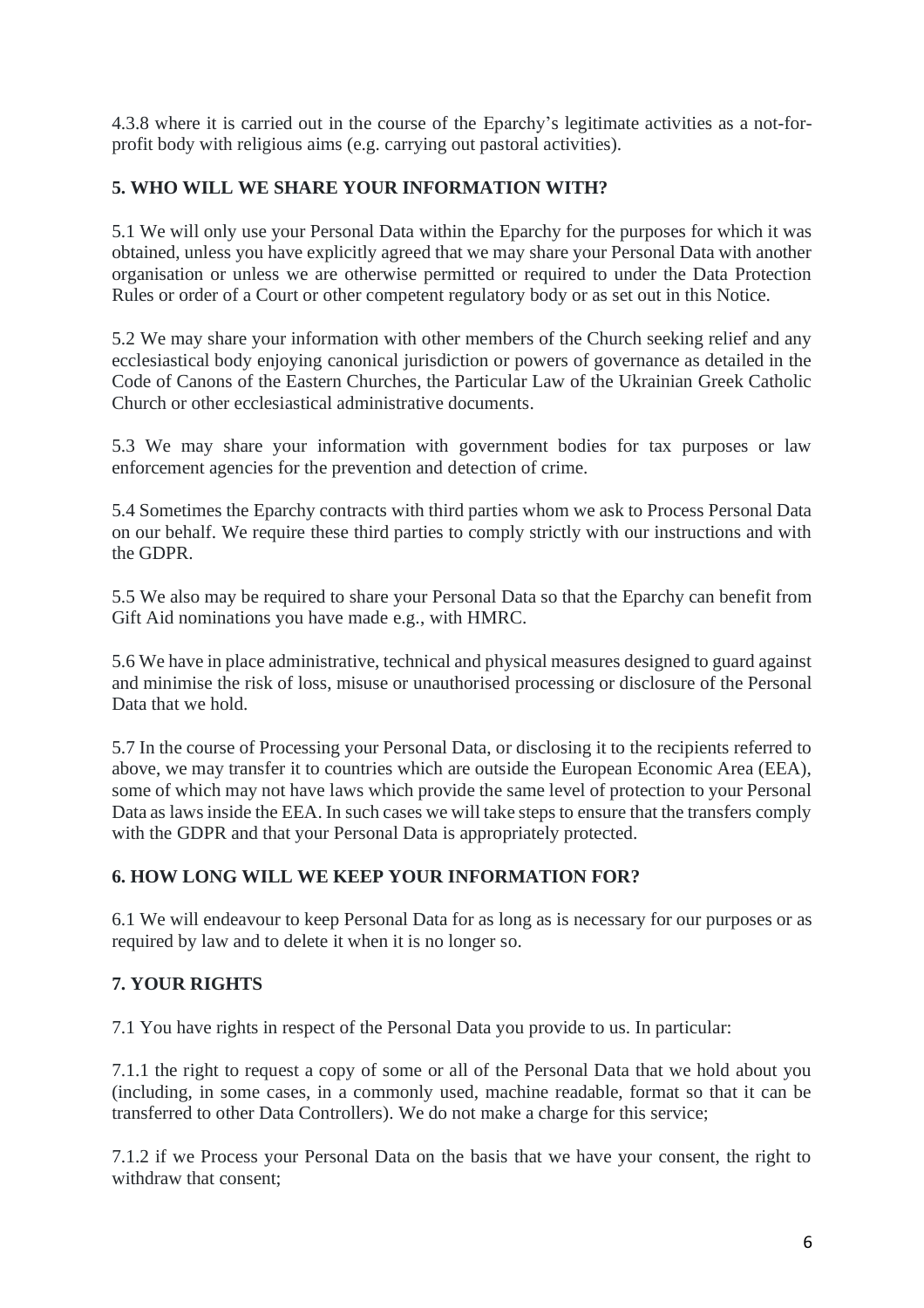4.3.8 where it is carried out in the course of the Eparchy's legitimate activities as a not-for-profit body with religious aims (e.g. carrying out pastoral activities).

## 5. WHO WILL WE SHARE YOUR INFORMATION WITH?

5.1 We will only use your Personal Data within the Eparchy for the purposes for which it was obtained, unless you have explicitly agreed that we may share your Personal Data with another organisation or unless we are otherwise permitted or required to under the Data Protection Rules or order of a Court or other competent regulatory body or as set out in this Notice.

5.2 We may share your information with other members of the Church seeking relief and any ecclesiastical body enjoying canonical jurisdiction or powers of governance as detailed in the Code of Canons of the Eastern Churches, the Particular Law of the Ukrainian Greek Catholic Church or other ecclesiastical administrative documents.

5.3 We may share your information with government bodies for tax purposes or law enforcement agencies for the prevention and detection of crime.

5.4 Sometimes the Eparchy contracts with third parties whom we ask to Process Personal Data on our behalf. We require these third parties to comply strictly with our instructions and with the GDPR.

5.5 We also may be required to share your Personal Data so that the Eparchy can benefit from Gift Aid nominations you have made e.g., with HMRC.

5.6 We have in place administrative, technical and physical measures designed to guard against and minimise the risk of loss, misuse or unauthorised processing or disclosure of the Personal Data that we hold.

5.7 In the course of Processing your Personal Data, or disclosing it to the recipients referred to above, we may transfer it to countries which are outside the European Economic Area (EEA), some of which may not have laws which provide the same level of protection to your Personal Data as laws inside the EEA. In such cases we will take steps to ensure that the transfers comply with the GDPR and that your Personal Data is appropriately protected.

## 6. HOW LONG WILL WE KEEP YOUR INFORMATION FOR?

6.1 We will endeavour to keep Personal Data for as long as is necessary for our purposes or as required by law and to delete it when it is no longer so.

## 7. YOUR RIGHTS

7.1 You have rights in respect of the Personal Data you provide to us. In particular:

7.1.1 the right to request a copy of some or all of the Personal Data that we hold about you (including, in some cases, in a commonly used, machine readable, format so that it can be transferred to other Data Controllers). We do not make a charge for this service;

7.1.2 if we Process your Personal Data on the basis that we have your consent, the right to withdraw that consent;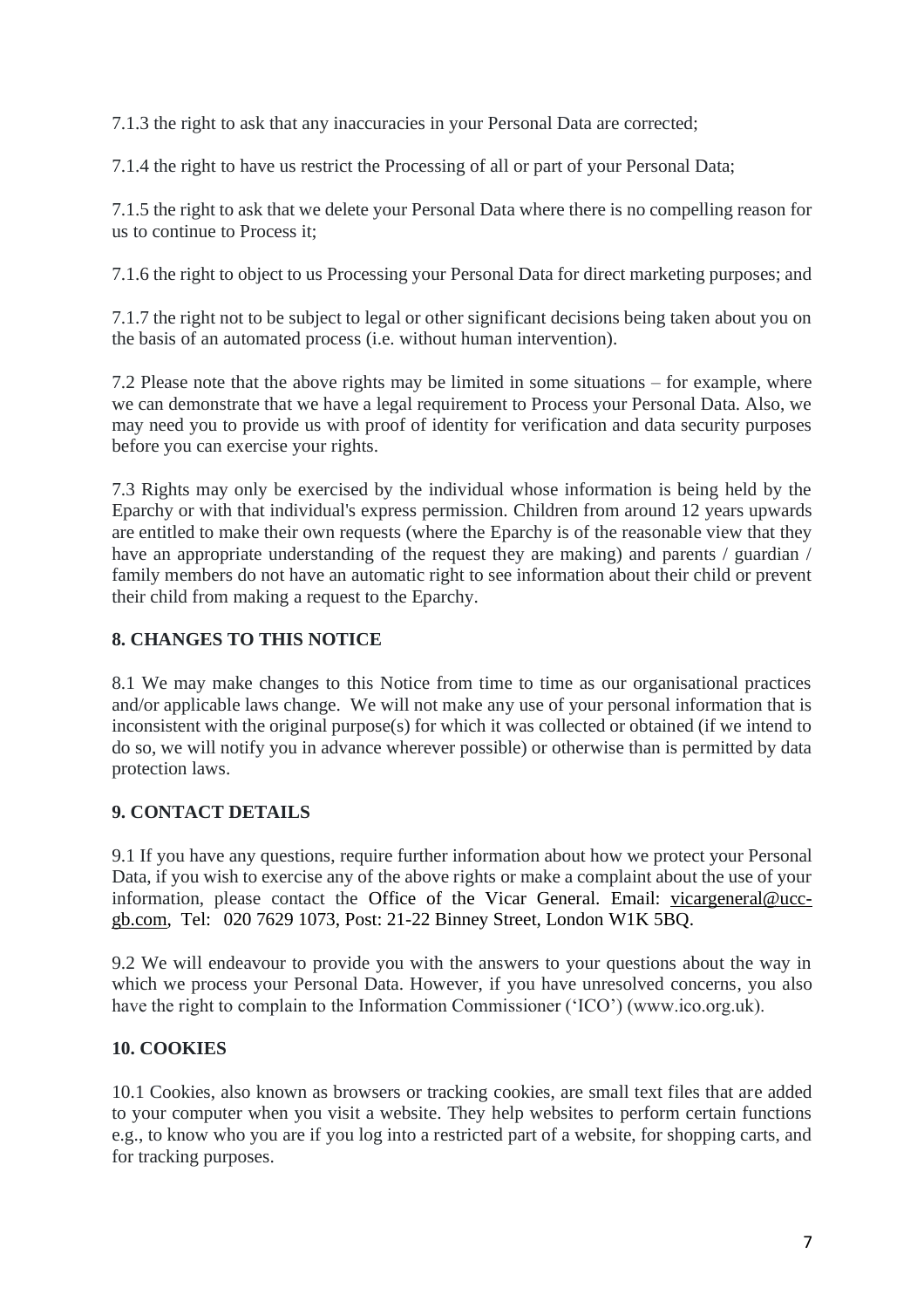7.1.3 the right to ask that any inaccuracies in your Personal Data are corrected;

7.1.4 the right to have us restrict the Processing of all or part of your Personal Data;

7.1.5 the right to ask that we delete your Personal Data where there is no compelling reason for us to continue to Process it;

7.1.6 the right to object to us Processing your Personal Data for direct marketing purposes; and

7.1.7 the right not to be subject to legal or other significant decisions being taken about you on the basis of an automated process (i.e. without human intervention).

7.2 Please note that the above rights may be limited in some situations – for example, where we can demonstrate that we have a legal requirement to Process your Personal Data. Also, we may need you to provide us with proof of identity for verification and data security purposes before you can exercise your rights.

7.3 Rights may only be exercised by the individual whose information is being held by the Eparchy or with that individual's express permission. Children from around 12 years upwards are entitled to make their own requests (where the Eparchy is of the reasonable view that they have an appropriate understanding of the request they are making) and parents / guardian / family members do not have an automatic right to see information about their child or prevent their child from making a request to the Eparchy.

## 8. CHANGES TO THIS NOTICE

8.1 We may make changes to this Notice from time to time as our organisational practices and/or applicable laws change. We will not make any use of your personal information that is inconsistent with the original purpose(s) for which it was collected or obtained (if we intend to do so, we will notify you in advance wherever possible) or otherwise than is permitted by data protection laws.

## 9. CONTACT DETAILS

9.1 If you have any questions, require further information about how we protect your Personal Data, if you wish to exercise any of the above rights or make a complaint about the use of your information, please contact the Office of the Vicar General. Email: vicargeneral@ucc-gb.com, Tel: 020 7629 1073, Post: 21-22 Binney Street, London W1K 5BQ.

9.2 We will endeavour to provide you with the answers to your questions about the way in which we process your Personal Data. However, if you have unresolved concerns, you also have the right to complain to the Information Commissioner ('ICO') (www.ico.org.uk).

## 10. COOKIES

10.1 Cookies, also known as browsers or tracking cookies, are small text files that are added to your computer when you visit a website. They help websites to perform certain functions e.g., to know who you are if you log into a restricted part of a website, for shopping carts, and for tracking purposes.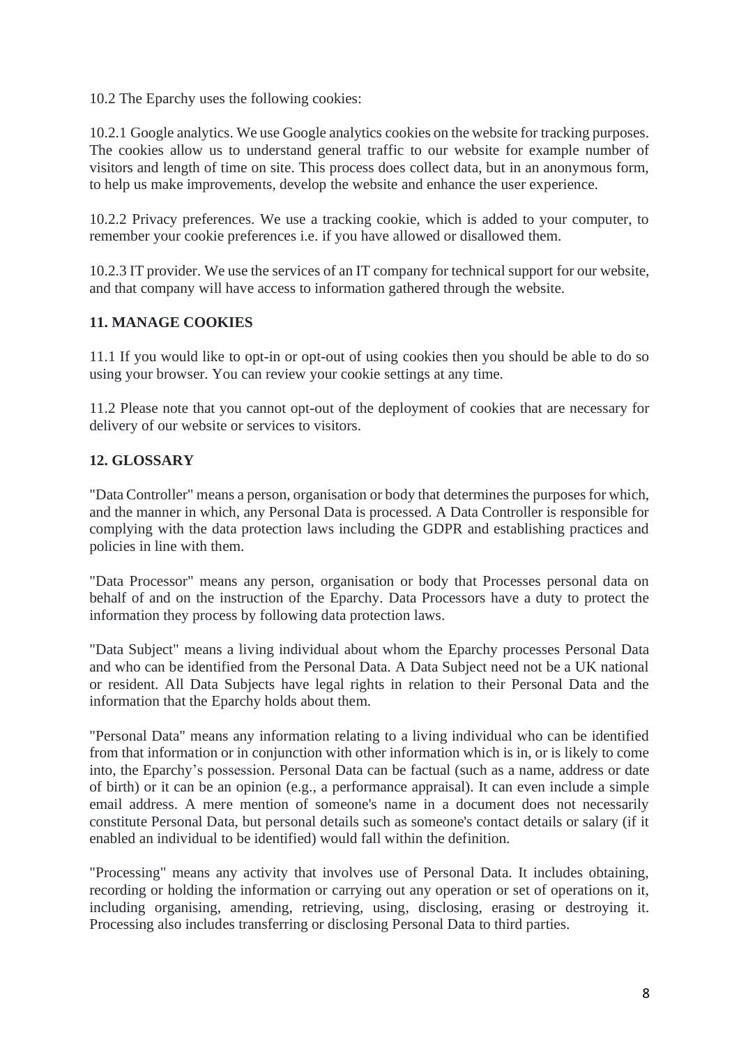10.2 The Eparchy uses the following cookies:

10.2.1 Google analytics. We use Google analytics cookies on the website for tracking purposes. The cookies allow us to understand general traffic to our website for example number of visitors and length of time on site. This process does collect data, but in an anonymous form, to help us make improvements, develop the website and enhance the user experience.

10.2.2 Privacy preferences. We use a tracking cookie, which is added to your computer, to remember your cookie preferences i.e. if you have allowed or disallowed them.

10.2.3 IT provider. We use the services of an IT company for technical support for our website, and that company will have access to information gathered through the website.

## 11. MANAGE COOKIES

11.1 If you would like to opt-in or opt-out of using cookies then you should be able to do so using your browser. You can review your cookie settings at any time.

11.2 Please note that you cannot opt-out of the deployment of cookies that are necessary for delivery of our website or services to visitors.

## 12. GLOSSARY

"Data Controller" means a person, organisation or body that determines the purposes for which, and the manner in which, any Personal Data is processed. A Data Controller is responsible for complying with the data protection laws including the GDPR and establishing practices and policies in line with them.

"Data Processor" means any person, organisation or body that Processes personal data on behalf of and on the instruction of the Eparchy. Data Processors have a duty to protect the information they process by following data protection laws.

"Data Subject" means a living individual about whom the Eparchy processes Personal Data and who can be identified from the Personal Data. A Data Subject need not be a UK national or resident. All Data Subjects have legal rights in relation to their Personal Data and the information that the Eparchy holds about them.

"Personal Data" means any information relating to a living individual who can be identified from that information or in conjunction with other information which is in, or is likely to come into, the Eparchy's possession. Personal Data can be factual (such as a name, address or date of birth) or it can be an opinion (e.g., a performance appraisal). It can even include a simple email address. A mere mention of someone's name in a document does not necessarily constitute Personal Data, but personal details such as someone's contact details or salary (if it enabled an individual to be identified) would fall within the definition.

"Processing" means any activity that involves use of Personal Data. It includes obtaining, recording or holding the information or carrying out any operation or set of operations on it, including organising, amending, retrieving, using, disclosing, erasing or destroying it. Processing also includes transferring or disclosing Personal Data to third parties.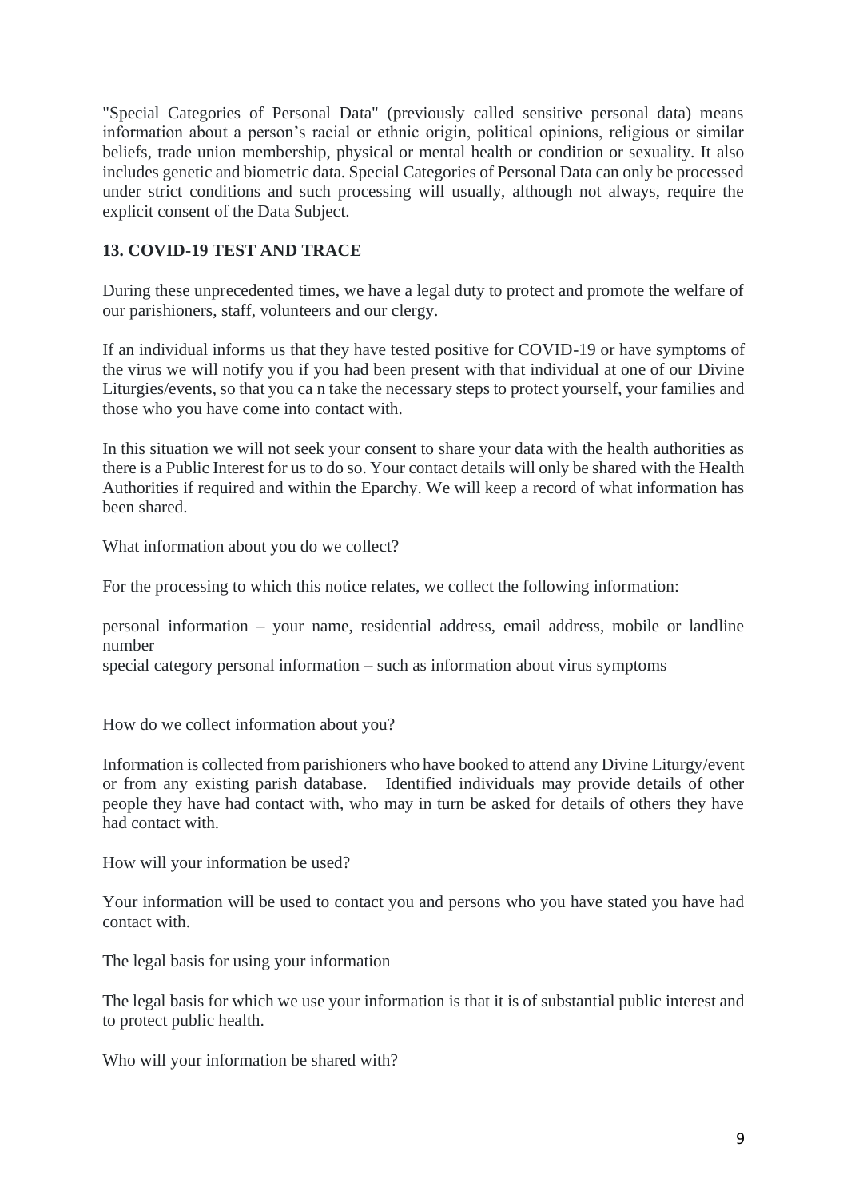"Special Categories of Personal Data" (previously called sensitive personal data) means information about a person's racial or ethnic origin, political opinions, religious or similar beliefs, trade union membership, physical or mental health or condition or sexuality. It also includes genetic and biometric data. Special Categories of Personal Data can only be processed under strict conditions and such processing will usually, although not always, require the explicit consent of the Data Subject.

## 13. COVID-19 TEST AND TRACE

During these unprecedented times, we have a legal duty to protect and promote the welfare of our parishioners, staff, volunteers and our clergy.

If an individual informs us that they have tested positive for COVID-19 or have symptoms of the virus we will notify you if you had been present with that individual at one of our Divine Liturgies/events, so that you ca n take the necessary steps to protect yourself, your families and those who you have come into contact with.

In this situation we will not seek your consent to share your data with the health authorities as there is a Public Interest for us to do so. Your contact details will only be shared with the Health Authorities if required and within the Eparchy. We will keep a record of what information has been shared.

What information about you do we collect?

For the processing to which this notice relates, we collect the following information:

personal information – your name, residential address, email address, mobile or landline number
special category personal information – such as information about virus symptoms

How do we collect information about you?

Information is collected from parishioners who have booked to attend any Divine Liturgy/event or from any existing parish database. Identified individuals may provide details of other people they have had contact with, who may in turn be asked for details of others they have had contact with.

How will your information be used?

Your information will be used to contact you and persons who you have stated you have had contact with.

The legal basis for using your information

The legal basis for which we use your information is that it is of substantial public interest and to protect public health.

Who will your information be shared with?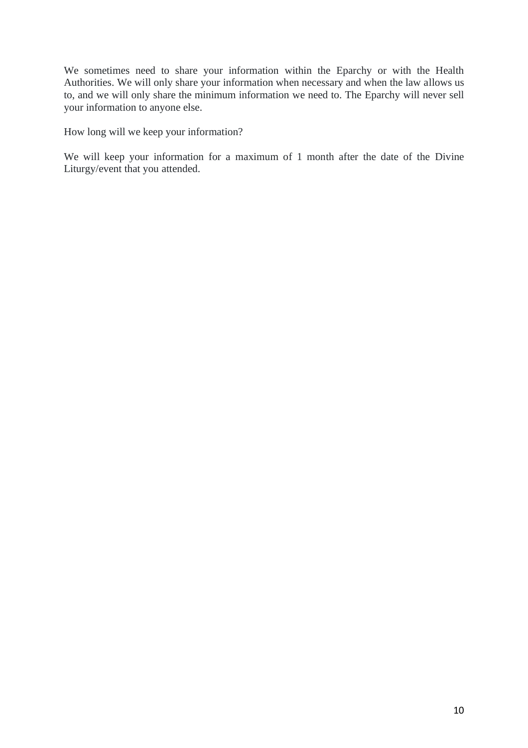We sometimes need to share your information within the Eparchy or with the Health Authorities. We will only share your information when necessary and when the law allows us to, and we will only share the minimum information we need to. The Eparchy will never sell your information to anyone else.

How long will we keep your information?

We will keep your information for a maximum of 1 month after the date of the Divine Liturgy/event that you attended.